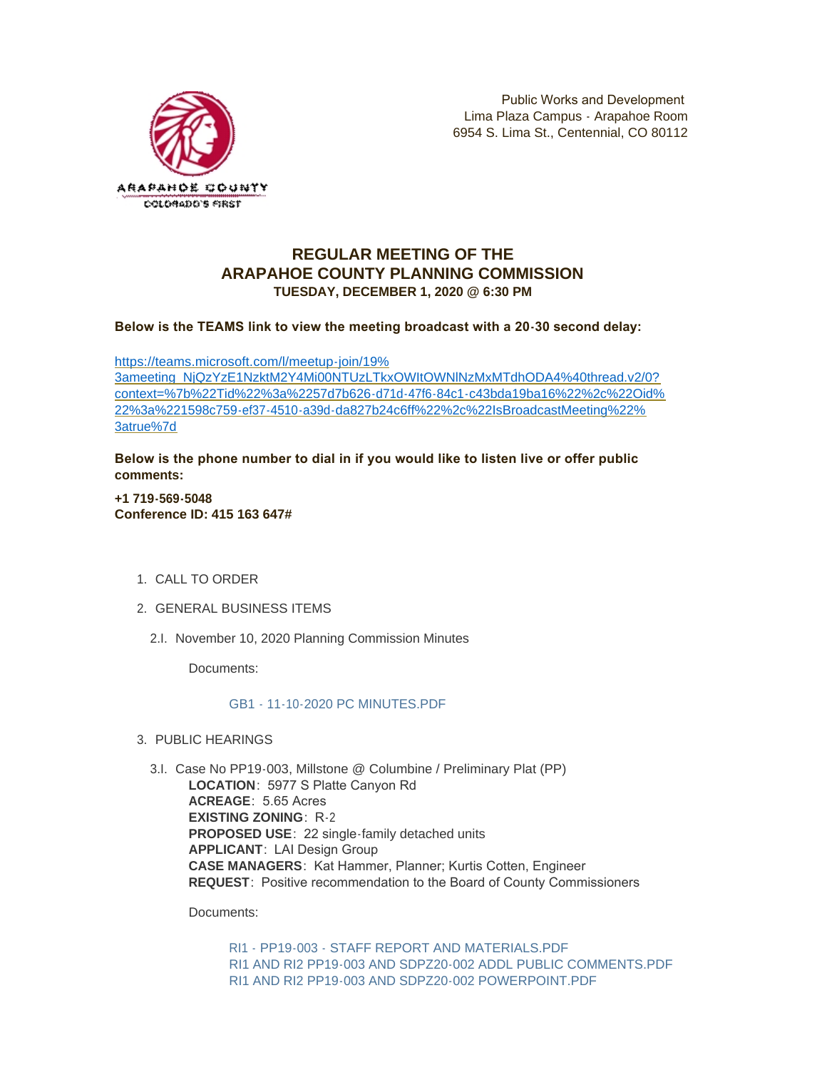ARAPAHOE COUNTY
COLORADO'S FIRST

Public Works and Development
Lima Plaza Campus - Arapahoe Room
6954 S. Lima St., Centennial, CO 80112

# REGULAR MEETING OF THE ARAPAHOE COUNTY PLANNING COMMISSION

### TUESDAY, DECEMBER 1, 2020 @ 6:30 PM

**Below is the TEAMS link to view the meeting broadcast with a 20-30 second delay:**

https://teams.microsoft.com/l/meetup-join/19%3ameeting_NjQzYzE1NzktM2Y4Mi00NTUzLTkxOWItOWNlNzMxMTdhODA4%40thread.v2/0?context=%7b%22Tid%22%3a%2257d7b626-d71d-47f6-84c1-c43bda19ba16%22%2c%22Oid%22%3a%221598c759-ef37-4510-a39d-da827b24c6ff%22%2c%22IsBroadcastMeeting%22%3atrue%7d

**Below is the phone number to dial in if you would like to listen live or offer public comments:**

**+1 719-569-5048**
**Conference ID: 415 163 647#**

1. CALL TO ORDER

2. GENERAL BUSINESS ITEMS

   2.I. November 10, 2020 Planning Commission Minutes

   Documents:

   GB1 - 11-10-2020 PC MINUTES.PDF

3. PUBLIC HEARINGS

   3.I. Case No PP19-003, Millstone @ Columbine / Preliminary Plat (PP)
   **LOCATION**: 5977 S Platte Canyon Rd
   **ACREAGE**: 5.65 Acres
   **EXISTING ZONING**: R-2
   **PROPOSED USE**: 22 single-family detached units
   **APPLICANT**: LAI Design Group
   **CASE MANAGERS**: Kat Hammer, Planner; Kurtis Cotten, Engineer
   **REQUEST**: Positive recommendation to the Board of County Commissioners

   Documents:

   RI1 - PP19-003 - STAFF REPORT AND MATERIALS.PDF
   RI1 AND RI2 PP19-003 AND SDPZ20-002 ADDL PUBLIC COMMENTS.PDF
   RI1 AND RI2 PP19-003 AND SDPZ20-002 POWERPOINT.PDF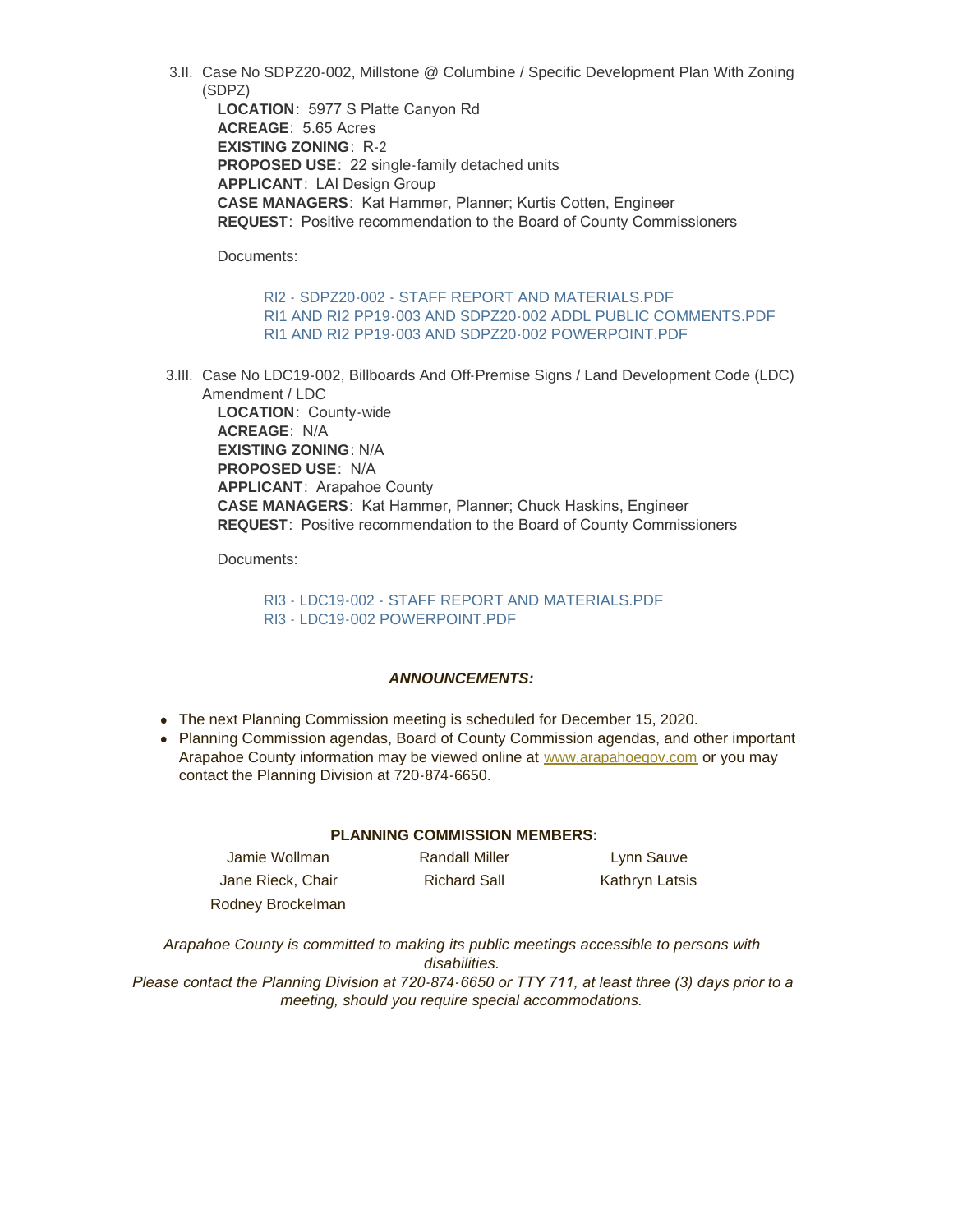3.II. Case No SDPZ20-002, Millstone @ Columbine / Specific Development Plan With Zoning (SDPZ)

**LOCATION**: 5977 S Platte Canyon Rd
**ACREAGE**: 5.65 Acres
**EXISTING ZONING**: R-2
**PROPOSED USE**: 22 single-family detached units
**APPLICANT**: LAI Design Group
**CASE MANAGERS**: Kat Hammer, Planner; Kurtis Cotten, Engineer
**REQUEST**: Positive recommendation to the Board of County Commissioners

Documents:

RI2 - SDPZ20-002 - STAFF REPORT AND MATERIALS.PDF
RI1 AND RI2 PP19-003 AND SDPZ20-002 ADDL PUBLIC COMMENTS.PDF
RI1 AND RI2 PP19-003 AND SDPZ20-002 POWERPOINT.PDF

3.III. Case No LDC19-002, Billboards And Off-Premise Signs / Land Development Code (LDC) Amendment / LDC

**LOCATION**: County-wide
**ACREAGE**: N/A
**EXISTING ZONING**: N/A
**PROPOSED USE**: N/A
**APPLICANT**: Arapahoe County
**CASE MANAGERS**: Kat Hammer, Planner; Chuck Haskins, Engineer
**REQUEST**: Positive recommendation to the Board of County Commissioners

Documents:

RI3 - LDC19-002 - STAFF REPORT AND MATERIALS.PDF
RI3 - LDC19-002 POWERPOINT.PDF

***ANNOUNCEMENTS:***

- The next Planning Commission meeting is scheduled for December 15, 2020.
- Planning Commission agendas, Board of County Commission agendas, and other important Arapahoe County information may be viewed online at www.arapahoegov.com or you may contact the Planning Division at 720-874-6650.

**PLANNING COMMISSION MEMBERS:**

| | | |
|---|---|---|
| Jamie Wollman | Randall Miller | Lynn Sauve |
| Jane Rieck, Chair | Richard Sall | Kathryn Latsis |
| Rodney Brockelman | | |

*Arapahoe County is committed to making its public meetings accessible to persons with disabilities.*
*Please contact the Planning Division at 720-874-6650 or TTY 711, at least three (3) days prior to a meeting, should you require special accommodations.*